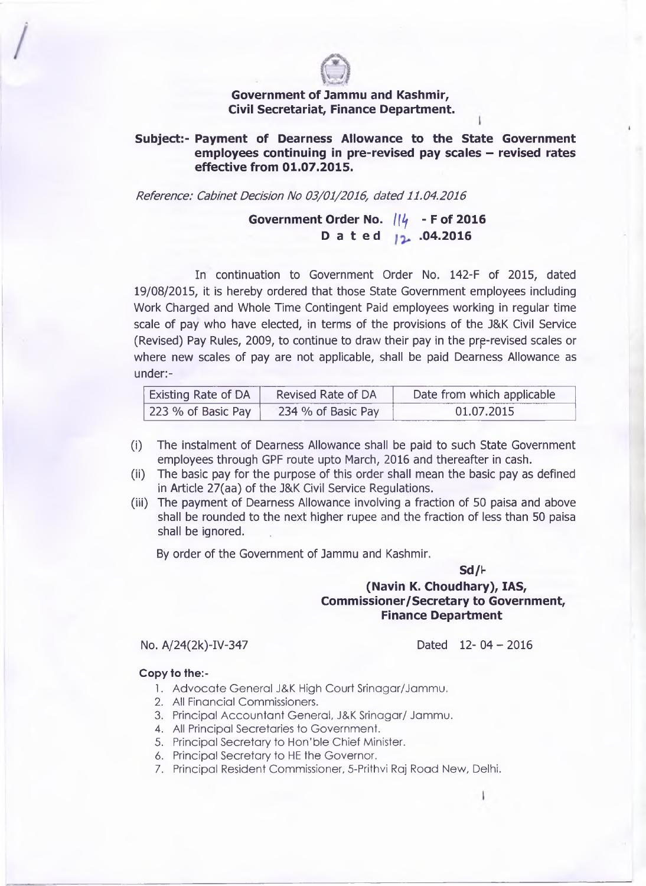**Government of Jammu and Kashmir,**
**Civil Secretariat, Finance Department.**

**Subject:- Payment of Dearness Allowance to the State Government employees continuing in pre-revised pay scales – revised rates effective from 01.07.2015.**

*Reference: Cabinet Decision No 03/01/2016, dated 11.04.2016*

**Government Order No. 114 - F of 2016**
**D a t e d 12 .04.2016**

In continuation to Government Order No. 142-F of 2015, dated 19/08/2015, it is hereby ordered that those State Government employees including Work Charged and Whole Time Contingent Paid employees working in regular time scale of pay who have elected, in terms of the provisions of the J&K Civil Service (Revised) Pay Rules, 2009, to continue to draw their pay in the pre-revised scales or where new scales of pay are not applicable, shall be paid Dearness Allowance as under:-

| Existing Rate of DA | Revised Rate of DA | Date from which applicable |
|---|---|---|
| 223 % of Basic Pay | 234 % of Basic Pay | 01.07.2015 |

(i) The instalment of Dearness Allowance shall be paid to such State Government employees through GPF route upto March, 2016 and thereafter in cash.
(ii) The basic pay for the purpose of this order shall mean the basic pay as defined in Article 27(aa) of the J&K Civil Service Regulations.
(iii) The payment of Dearness Allowance involving a fraction of 50 paisa and above shall be rounded to the next higher rupee and the fraction of less than 50 paisa shall be ignored.

By order of the Government of Jammu and Kashmir.

**Sd/-**
**(Navin K. Choudhary), IAS,**
**Commissioner/Secretary to Government,**
**Finance Department**

No. A/24(2k)-IV-347 Dated 12- 04 – 2016

**Copy to the:-**

1. Advocate General J&K High Court Srinagar/Jammu.
2. All Financial Commissioners.
3. Principal Accountant General, J&K Srinagar/ Jammu.
4. All Principal Secretaries to Government.
5. Principal Secretary to Hon'ble Chief Minister.
6. Principal Secretary to HE the Governor.
7. Principal Resident Commissioner, 5-Prithvi Raj Road New, Delhi.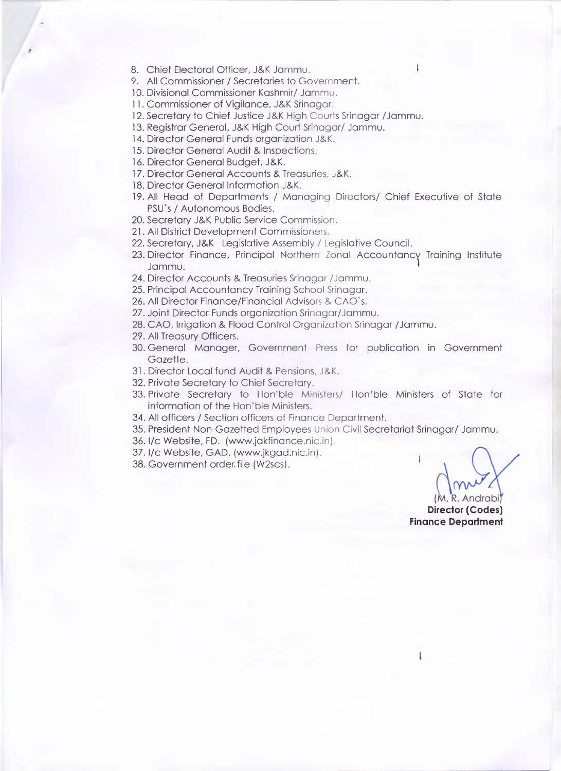8. Chief Electoral Officer, J&K Jammu.
9. All Commissioner / Secretaries to Government.
10. Divisional Commissioner Kashmir/ Jammu.
11. Commissioner of Vigilance, J&K Srinagar.
12. Secretary to Chief Justice J&K High Courts Srinagar /Jammu.
13. Registrar General, J&K High Court Srinagar/ Jammu.
14. Director General Funds organization J&K.
15. Director General Audit & Inspections.
16. Director General Budget, J&K.
17. Director General Accounts & Treasuries, J&K.
18. Director General Information J&K.
19. All Head of Departments / Managing Directors/ Chief Executive of State PSU`s / Autonomous Bodies.
20. Secretary J&K Public Service Commission.
21. All District Development Commissioners.
22. Secretary, J&K Legislative Assembly / Legislative Council.
23. Director Finance, Principal Northern Zonal Accountancy Training Institute Jammu.
24. Director Accounts & Treasuries Srinagar /Jammu.
25. Principal Accountancy Training School Srinagar.
26. All Director Finance/Financial Advisors & CAO`s.
27. Joint Director Funds organization Srinagar/Jammu.
28. CAO, Irrigation & Flood Control Organization Srinagar /Jammu.
29. All Treasury Officers.
30. General Manager, Government Press for publication in Government Gazette.
31. Director Local fund Audit & Pensions, J&K.
32. Private Secretary to Chief Secretary.
33. Private Secretary to Hon'ble Ministers/ Hon'ble Ministers of State for information of the Hon'ble Ministers.
34. All officers / Section officers of Finance Department.
35. President Non-Gazetted Employees Union Civil Secretariat Srinagar/ Jammu.
36. I/c Website, FD. (www.jakfinance.nic.in).
37. I/c Website, GAD. (www.jkgad.nic.in).
38. Government order file (W2scs).

(M. R. Andrabi)
**Director (Codes)**
**Finance Department**